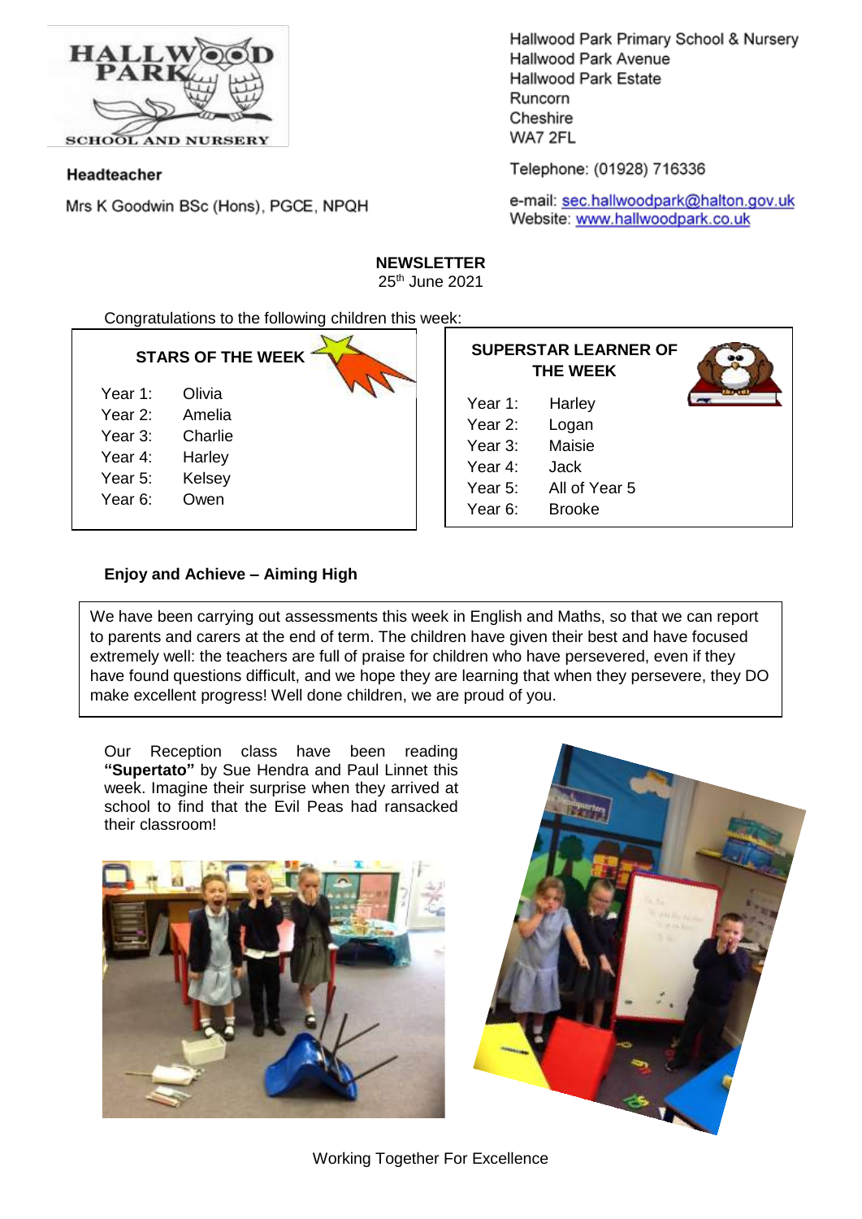HALLWOOD PARK
SCHOOL AND NURSERY

**Headteacher**

Mrs K Goodwin BSc (Hons), PGCE, NPQH

Hallwood Park Primary School & Nursery
Hallwood Park Avenue
Hallwood Park Estate
Runcorn
Cheshire
WA7 2FL

Telephone: (01928) 716336

e-mail: sec.hallwoodpark@halton.gov.uk
Website: www.hallwoodpark.co.uk

# NEWSLETTER

25th June 2021

Congratulations to the following children this week:

**STARS OF THE WEEK**

| | |
|---|---|
| Year 1: | Olivia |
| Year 2: | Amelia |
| Year 3: | Charlie |
| Year 4: | Harley |
| Year 5: | Kelsey |
| Year 6: | Owen |

**SUPERSTAR LEARNER OF THE WEEK**

| | |
|---|---|
| Year 1: | Harley |
| Year 2: | Logan |
| Year 3: | Maisie |
| Year 4: | Jack |
| Year 5: | All of Year 5 |
| Year 6: | Brooke |

**Enjoy and Achieve – Aiming High**

We have been carrying out assessments this week in English and Maths, so that we can report to parents and carers at the end of term. The children have given their best and have focused extremely well: the teachers are full of praise for children who have persevered, even if they have found questions difficult, and we hope they are learning that when they persevere, they DO make excellent progress! Well done children, we are proud of you.

Our Reception class have been reading **"Supertato"** by Sue Hendra and Paul Linnet this week. Imagine their surprise when they arrived at school to find that the Evil Peas had ransacked their classroom!

Working Together For Excellence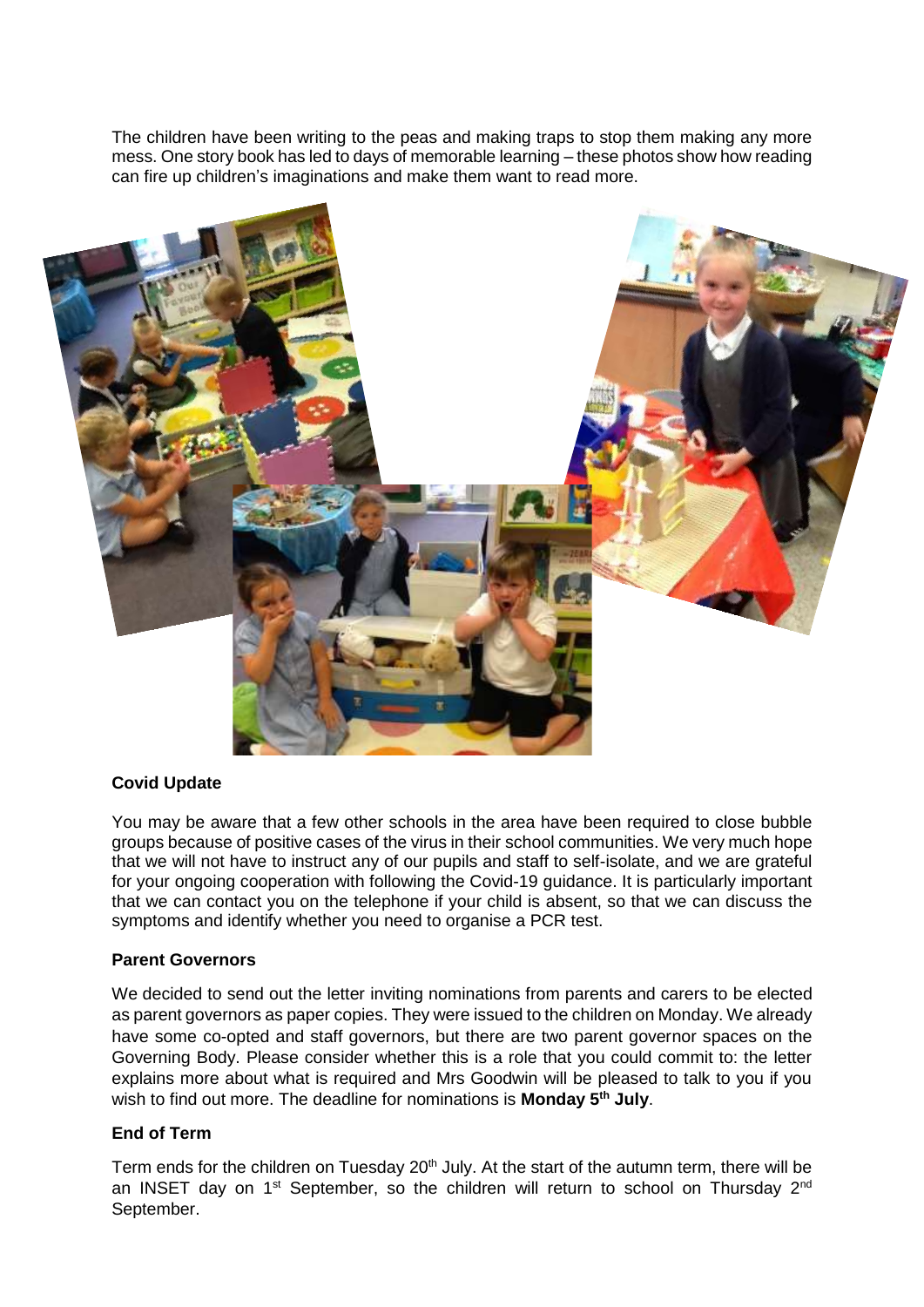The children have been writing to the peas and making traps to stop them making any more mess. One story book has led to days of memorable learning – these photos show how reading can fire up children's imaginations and make them want to read more.

**Covid Update**

You may be aware that a few other schools in the area have been required to close bubble groups because of positive cases of the virus in their school communities. We very much hope that we will not have to instruct any of our pupils and staff to self-isolate, and we are grateful for your ongoing cooperation with following the Covid-19 guidance. It is particularly important that we can contact you on the telephone if your child is absent, so that we can discuss the symptoms and identify whether you need to organise a PCR test.

**Parent Governors**

We decided to send out the letter inviting nominations from parents and carers to be elected as parent governors as paper copies. They were issued to the children on Monday. We already have some co-opted and staff governors, but there are two parent governor spaces on the Governing Body. Please consider whether this is a role that you could commit to: the letter explains more about what is required and Mrs Goodwin will be pleased to talk to you if you wish to find out more. The deadline for nominations is **Monday 5th July**.

**End of Term**

Term ends for the children on Tuesday 20th July. At the start of the autumn term, there will be an INSET day on 1st September, so the children will return to school on Thursday 2nd September.